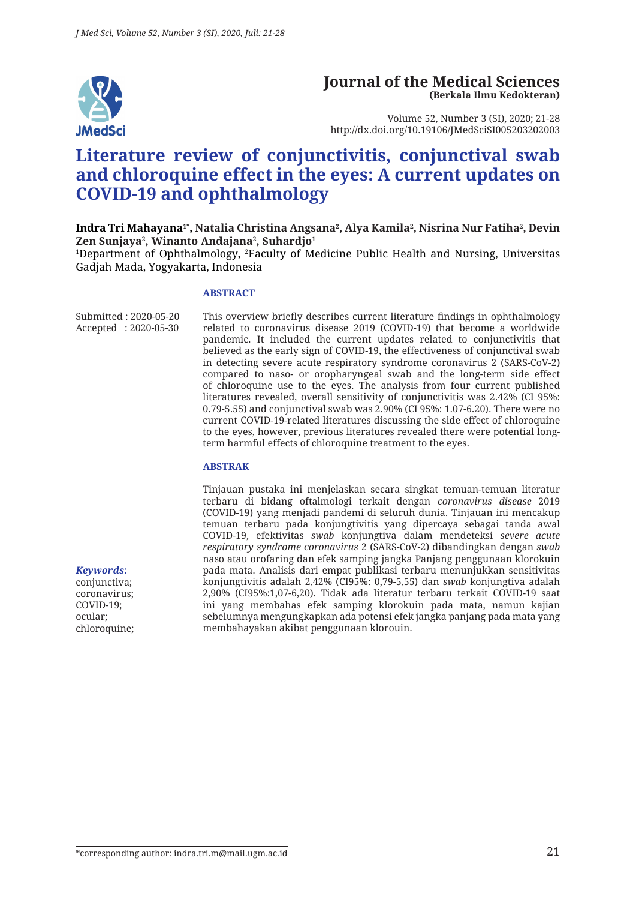# Literature review of conjunctivitis, conjunctival swab and chloroquine effect in the eyes: A current updates on COVID-19 and ophthalmology

**Indra Tri Mahayana[1*], Natalia Christina Angsana[2], Alya Kamila[2], Nisrina Nur Fatiha[2], Devin Zen Sunjaya[2], Winanto Andajana[2], Suhardjo[1]**

[1]Department of Ophthalmology, [2]Faculty of Medicine Public Health and Nursing, Universitas Gadjah Mada, Yogyakarta, Indonesia

Submitted : 2020-05-20
Accepted : 2020-05-30

## ABSTRACT

This overview briefly describes current literature findings in ophthalmology related to coronavirus disease 2019 (COVID-19) that become a worldwide pandemic. It included the current updates related to conjunctivitis that believed as the early sign of COVID-19, the effectiveness of conjunctival swab in detecting severe acute respiratory syndrome coronavirus 2 (SARS-CoV-2) compared to naso- or oropharyngeal swab and the long-term side effect of chloroquine use to the eyes. The analysis from four current published literatures revealed, overall sensitivity of conjunctivitis was 2.42% (CI 95%: 0.79-5.55) and conjunctival swab was 2.90% (CI 95%: 1.07-6.20). There were no current COVID-19-related literatures discussing the side effect of chloroquine to the eyes, however, previous literatures revealed there were potential long-term harmful effects of chloroquine treatment to the eyes.

## ABSTRAK

Tinjauan pustaka ini menjelaskan secara singkat temuan-temuan literatur terbaru di bidang oftalmologi terkait dengan *coronavirus disease* 2019 (COVID-19) yang menjadi pandemi di seluruh dunia. Tinjauan ini mencakup temuan terbaru pada konjungtivitis yang dipercaya sebagai tanda awal COVID-19, efektivitas *swab* konjungtiva dalam mendeteksi *severe acute respiratory syndrome coronavirus* 2 (SARS-CoV-2) dibandingkan dengan *swab* naso atau orofaring dan efek samping jangka Panjang penggunaan klorokuin pada mata. Analisis dari empat publikasi terbaru menunjukkan sensitivitas konjungtivitis adalah 2,42% (CI95%: 0,79-5,55) dan *swab* konjungtiva adalah 2,90% (CI95%:1,07-6,20). Tidak ada literatur terbaru terkait COVID-19 saat ini yang membahas efek samping klorokuin pada mata, namun kajian sebelumnya mengungkapkan ada potensi efek jangka panjang pada mata yang membahayakan akibat penggunaan klorouin.

***Keywords***:
conjunctiva;
coronavirus;
COVID-19;
ocular;
chloroquine;

*corresponding author: indra.tri.m@mail.ugm.ac.id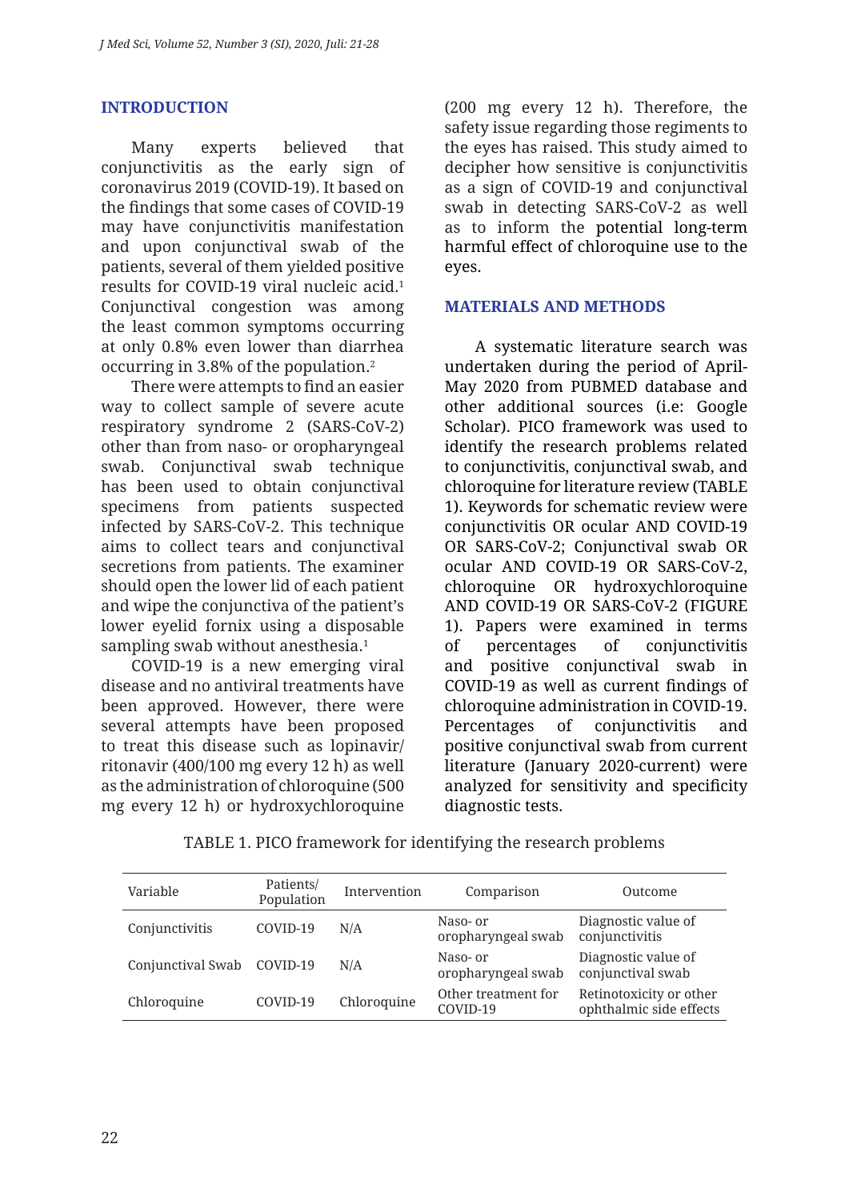## INTRODUCTION

Many experts believed that conjunctivitis as the early sign of coronavirus 2019 (COVID-19). It based on the findings that some cases of COVID-19 may have conjunctivitis manifestation and upon conjunctival swab of the patients, several of them yielded positive results for COVID-19 viral nucleic acid.[1] Conjunctival congestion was among the least common symptoms occurring at only 0.8% even lower than diarrhea occurring in 3.8% of the population.[2]

There were attempts to find an easier way to collect sample of severe acute respiratory syndrome 2 (SARS-CoV-2) other than from naso- or oropharyngeal swab. Conjunctival swab technique has been used to obtain conjunctival specimens from patients suspected infected by SARS-CoV-2. This technique aims to collect tears and conjunctival secretions from patients. The examiner should open the lower lid of each patient and wipe the conjunctiva of the patient's lower eyelid fornix using a disposable sampling swab without anesthesia.[1]

COVID-19 is a new emerging viral disease and no antiviral treatments have been approved. However, there were several attempts have been proposed to treat this disease such as lopinavir/ritonavir (400/100 mg every 12 h) as well as the administration of chloroquine (500 mg every 12 h) or hydroxychloroquine (200 mg every 12 h). Therefore, the safety issue regarding those regiments to the eyes has raised. This study aimed to decipher how sensitive is conjunctivitis as a sign of COVID-19 and conjunctival swab in detecting SARS-CoV-2 as well as to inform the potential long-term harmful effect of chloroquine use to the eyes.

## MATERIALS AND METHODS

A systematic literature search was undertaken during the period of April-May 2020 from PUBMED database and other additional sources (i.e: Google Scholar). PICO framework was used to identify the research problems related to conjunctivitis, conjunctival swab, and chloroquine for literature review (TABLE 1). Keywords for schematic review were conjunctivitis OR ocular AND COVID-19 OR SARS-CoV-2; Conjunctival swab OR ocular AND COVID-19 OR SARS-CoV-2, chloroquine OR hydroxychloroquine AND COVID-19 OR SARS-CoV-2 (FIGURE 1). Papers were examined in terms of percentages of conjunctivitis and positive conjunctival swab in COVID-19 as well as current findings of chloroquine administration in COVID-19. Percentages of conjunctivitis and positive conjunctival swab from current literature (January 2020-current) were analyzed for sensitivity and specificity diagnostic tests.

TABLE 1. PICO framework for identifying the research problems

| Variable | Patients/ Population | Intervention | Comparison | Outcome |
|---|---|---|---|---|
| Conjunctivitis | COVID-19 | N/A | Naso- or oropharyngeal swab | Diagnostic value of conjunctivitis |
| Conjunctival Swab | COVID-19 | N/A | Naso- or oropharyngeal swab | Diagnostic value of conjunctival swab |
| Chloroquine | COVID-19 | Chloroquine | Other treatment for COVID-19 | Retinotoxicity or other ophthalmic side effects |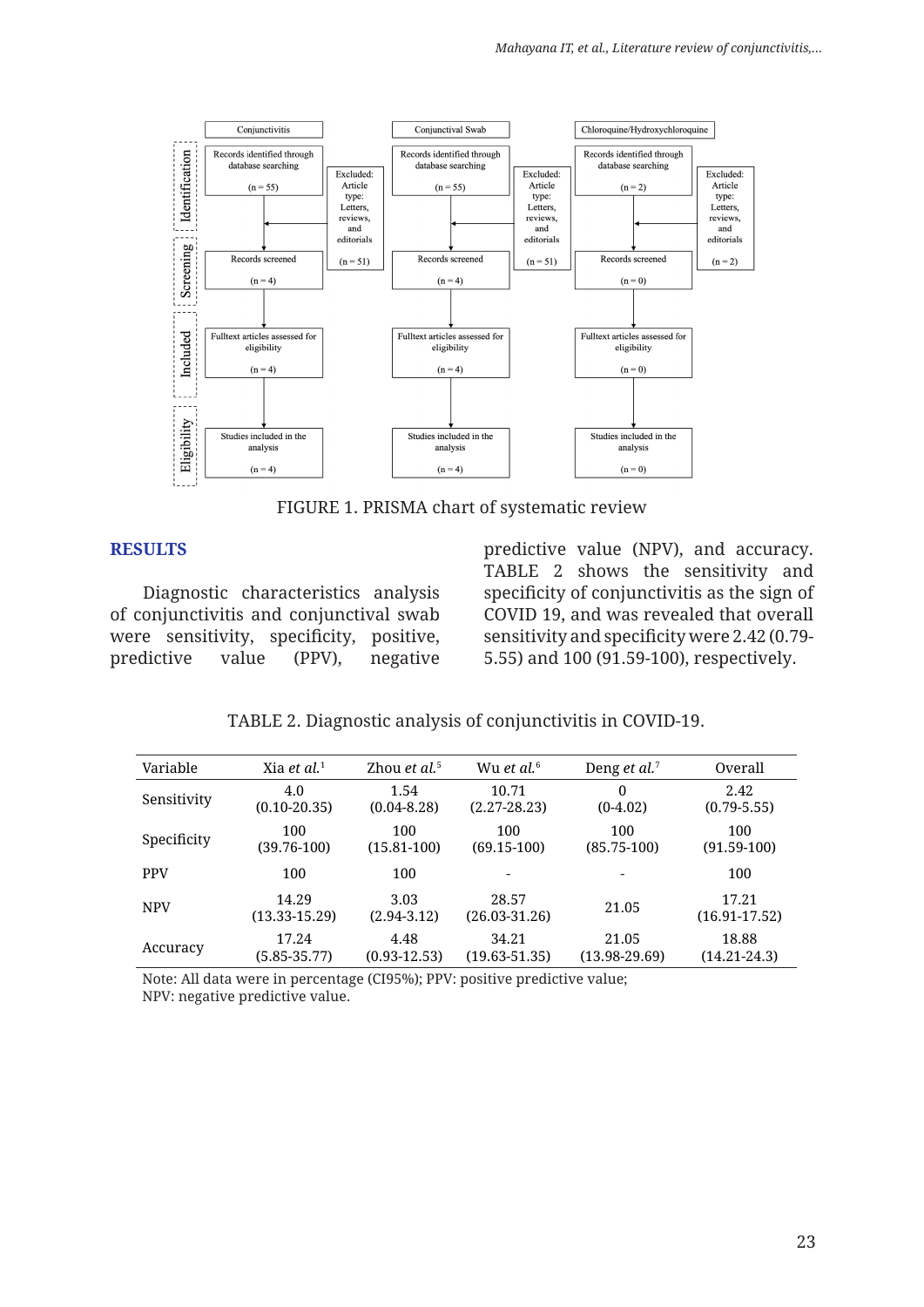Conjunctivitis

| Stage | Records | Excluded |
|---|---|---|
| Identification | Records identified through database searching (n = 55) | Excluded: Article type: Letters, reviews, and editorials (n = 51) |
| Screening | Records screened (n = 4) | |
| Included | Fulltext articles assessed for eligibility (n = 4) | |
| Eligibility | Studies included in the analysis (n = 4) | |

Conjunctival Swab

| Stage | Records | Excluded |
|---|---|---|
| Identification | Records identified through database searching (n = 55) | Excluded: Article type: Letters, reviews, and editorials (n = 51) |
| Screening | Records screened (n = 4) | |
| Included | Fulltext articles assessed for eligibility (n = 4) | |
| Eligibility | Studies included in the analysis (n = 4) | |

Chloroquine/Hydroxychloroquine

| Stage | Records | Excluded |
|---|---|---|
| Identification | Records identified through database searching (n = 2) | Excluded: Article type: Letters, reviews, and editorials (n = 2) |
| Screening | Records screened (n = 0) | |
| Included | Fulltext articles assessed for eligibility (n = 0) | |
| Eligibility | Studies included in the analysis (n = 0) | |

FIGURE 1. PRISMA chart of systematic review

## RESULTS

Diagnostic characteristics analysis of conjunctivitis and conjunctival swab were sensitivity, specificity, positive, predictive value (PPV), negative predictive value (NPV), and accuracy. TABLE 2 shows the sensitivity and specificity of conjunctivitis as the sign of COVID 19, and was revealed that overall sensitivity and specificity were 2.42 (0.79-5.55) and 100 (91.59-100), respectively.

TABLE 2. Diagnostic analysis of conjunctivitis in COVID-19.

| Variable | Xia *et al.*[1] | Zhou *et al.*[5] | Wu *et al.*[6] | Deng *et al.*[7] | Overall |
|---|---|---|---|---|---|
| Sensitivity | 4.0 (0.10-20.35) | 1.54 (0.04-8.28) | 10.71 (2.27-28.23) | 0 (0-4.02) | 2.42 (0.79-5.55) |
| Specificity | 100 (39.76-100) | 100 (15.81-100) | 100 (69.15-100) | 100 (85.75-100) | 100 (91.59-100) |
| PPV | 100 | 100 | - | - | 100 |
| NPV | 14.29 (13.33-15.29) | 3.03 (2.94-3.12) | 28.57 (26.03-31.26) | 21.05 | 17.21 (16.91-17.52) |
| Accuracy | 17.24 (5.85-35.77) | 4.48 (0.93-12.53) | 34.21 (19.63-51.35) | 21.05 (13.98-29.69) | 18.88 (14.21-24.3) |

Note: All data were in percentage (CI95%); PPV: positive predictive value; NPV: negative predictive value.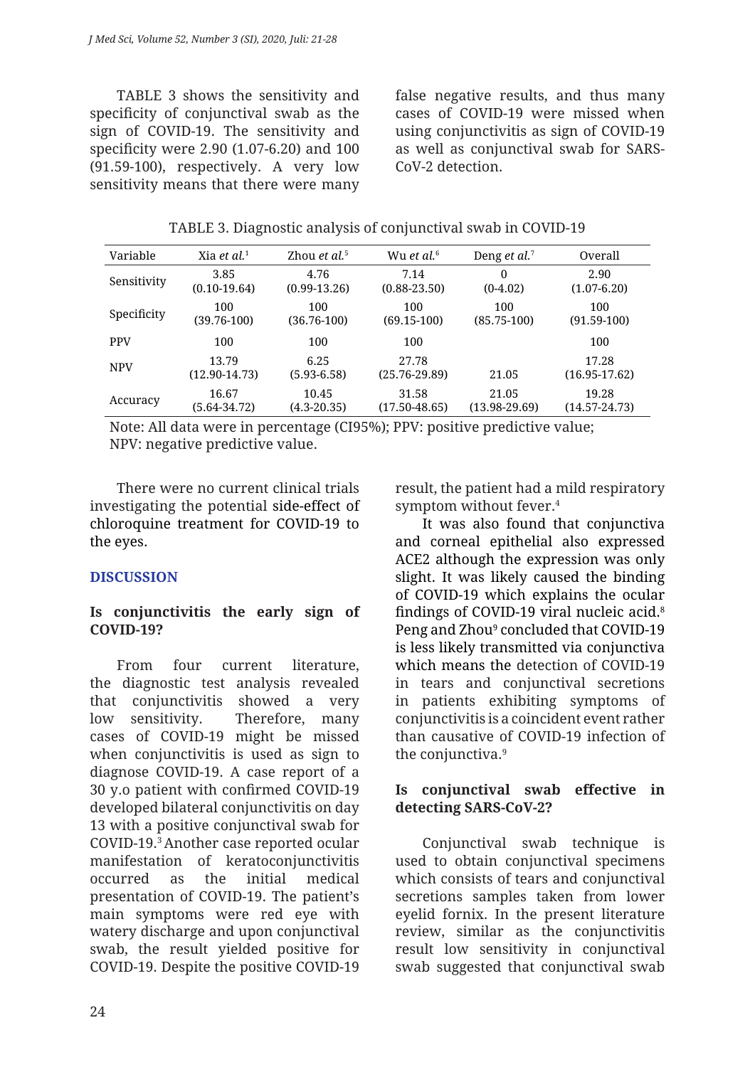TABLE 3 shows the sensitivity and specificity of conjunctival swab as the sign of COVID-19. The sensitivity and specificity were 2.90 (1.07-6.20) and 100 (91.59-100), respectively. A very low sensitivity means that there were many false negative results, and thus many cases of COVID-19 were missed when using conjunctivitis as sign of COVID-19 as well as conjunctival swab for SARS-CoV-2 detection.

TABLE 3. Diagnostic analysis of conjunctival swab in COVID-19

| Variable | Xia *et al.*[1] | Zhou *et al.*[5] | Wu *et al.*[6] | Deng *et al.*[7] | Overall |
|---|---|---|---|---|---|
| Sensitivity | 3.85 (0.10-19.64) | 4.76 (0.99-13.26) | 7.14 (0.88-23.50) | 0 (0-4.02) | 2.90 (1.07-6.20) |
| Specificity | 100 (39.76-100) | 100 (36.76-100) | 100 (69.15-100) | 100 (85.75-100) | 100 (91.59-100) |
| PPV | 100 | 100 | 100 | | 100 |
| NPV | 13.79 (12.90-14.73) | 6.25 (5.93-6.58) | 27.78 (25.76-29.89) | 21.05 | 17.28 (16.95-17.62) |
| Accuracy | 16.67 (5.64-34.72) | 10.45 (4.3-20.35) | 31.58 (17.50-48.65) | 21.05 (13.98-29.69) | 19.28 (14.57-24.73) |

Note: All data were in percentage (CI95%); PPV: positive predictive value; NPV: negative predictive value.

There were no current clinical trials investigating the potential side-effect of chloroquine treatment for COVID-19 to the eyes.

## DISCUSSION

### Is conjunctivitis the early sign of COVID-19?

From four current literature, the diagnostic test analysis revealed that conjunctivitis showed a very low sensitivity. Therefore, many cases of COVID-19 might be missed when conjunctivitis is used as sign to diagnose COVID-19. A case report of a 30 y.o patient with confirmed COVID-19 developed bilateral conjunctivitis on day 13 with a positive conjunctival swab for COVID-19.[3] Another case reported ocular manifestation of keratoconjunctivitis occurred as the initial medical presentation of COVID-19. The patient's main symptoms were red eye with watery discharge and upon conjunctival swab, the result yielded positive for COVID-19. Despite the positive COVID-19 result, the patient had a mild respiratory symptom without fever.[4]

It was also found that conjunctiva and corneal epithelial also expressed ACE2 although the expression was only slight. It was likely caused the binding of COVID-19 which explains the ocular findings of COVID-19 viral nucleic acid.[8] Peng and Zhou[9] concluded that COVID-19 is less likely transmitted via conjunctiva which means the detection of COVID-19 in tears and conjunctival secretions in patients exhibiting symptoms of conjunctivitis is a coincident event rather than causative of COVID-19 infection of the conjunctiva.[9]

### Is conjunctival swab effective in detecting SARS-CoV-2?

Conjunctival swab technique is used to obtain conjunctival specimens which consists of tears and conjunctival secretions samples taken from lower eyelid fornix. In the present literature review, similar as the conjunctivitis result low sensitivity in conjunctival swab suggested that conjunctival swab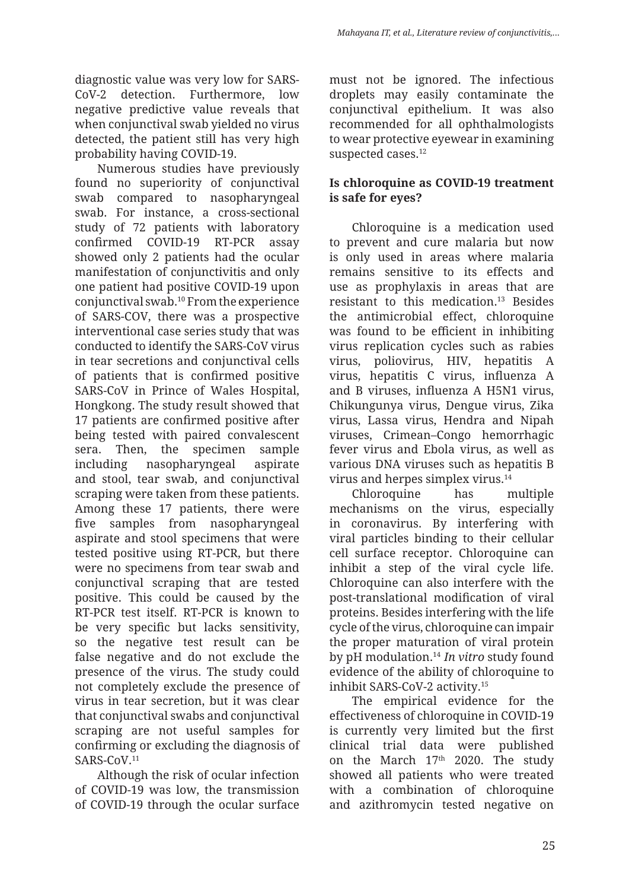diagnostic value was very low for SARS-CoV-2 detection. Furthermore, low negative predictive value reveals that when conjunctival swab yielded no virus detected, the patient still has very high probability having COVID-19.

Numerous studies have previously found no superiority of conjunctival swab compared to nasopharyngeal swab. For instance, a cross-sectional study of 72 patients with laboratory confirmed COVID-19 RT-PCR assay showed only 2 patients had the ocular manifestation of conjunctivitis and only one patient had positive COVID-19 upon conjunctival swab.[10] From the experience of SARS-COV, there was a prospective interventional case series study that was conducted to identify the SARS-CoV virus in tear secretions and conjunctival cells of patients that is confirmed positive SARS-CoV in Prince of Wales Hospital, Hongkong. The study result showed that 17 patients are confirmed positive after being tested with paired convalescent sera. Then, the specimen sample including nasopharyngeal aspirate and stool, tear swab, and conjunctival scraping were taken from these patients. Among these 17 patients, there were five samples from nasopharyngeal aspirate and stool specimens that were tested positive using RT-PCR, but there were no specimens from tear swab and conjunctival scraping that are tested positive. This could be caused by the RT-PCR test itself. RT-PCR is known to be very specific but lacks sensitivity, so the negative test result can be false negative and do not exclude the presence of the virus. The study could not completely exclude the presence of virus in tear secretion, but it was clear that conjunctival swabs and conjunctival scraping are not useful samples for confirming or excluding the diagnosis of SARS-CoV.[11]

Although the risk of ocular infection of COVID-19 was low, the transmission of COVID-19 through the ocular surface must not be ignored. The infectious droplets may easily contaminate the conjunctival epithelium. It was also recommended for all ophthalmologists to wear protective eyewear in examining suspected cases.[12]

**Is chloroquine as COVID-19 treatment is safe for eyes?**

Chloroquine is a medication used to prevent and cure malaria but now is only used in areas where malaria remains sensitive to its effects and use as prophylaxis in areas that are resistant to this medication.[13] Besides the antimicrobial effect, chloroquine was found to be efficient in inhibiting virus replication cycles such as rabies virus, poliovirus, HIV, hepatitis A virus, hepatitis C virus, influenza A and B viruses, influenza A H5N1 virus, Chikungunya virus, Dengue virus, Zika virus, Lassa virus, Hendra and Nipah viruses, Crimean–Congo hemorrhagic fever virus and Ebola virus, as well as various DNA viruses such as hepatitis B virus and herpes simplex virus.[14]

Chloroquine has multiple mechanisms on the virus, especially in coronavirus. By interfering with viral particles binding to their cellular cell surface receptor. Chloroquine can inhibit a step of the viral cycle life. Chloroquine can also interfere with the post-translational modification of viral proteins. Besides interfering with the life cycle of the virus, chloroquine can impair the proper maturation of viral protein by pH modulation.[14] *In vitro* study found evidence of the ability of chloroquine to inhibit SARS-CoV-2 activity.[15]

The empirical evidence for the effectiveness of chloroquine in COVID-19 is currently very limited but the first clinical trial data were published on the March 17th 2020. The study showed all patients who were treated with a combination of chloroquine and azithromycin tested negative on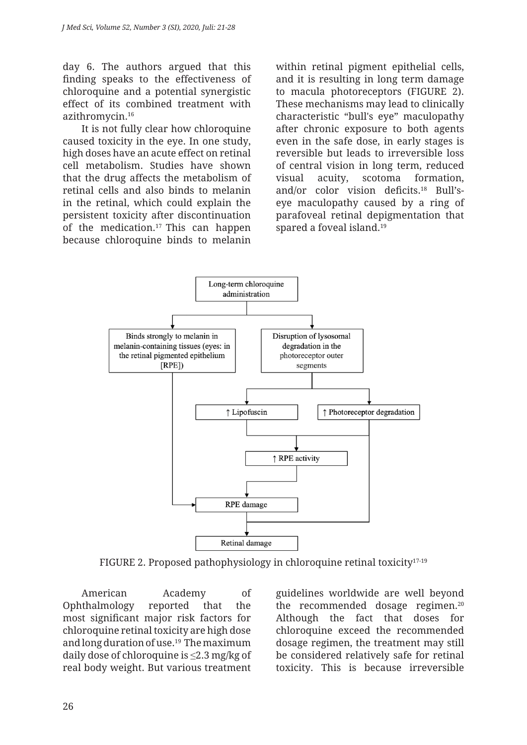day 6. The authors argued that this finding speaks to the effectiveness of chloroquine and a potential synergistic effect of its combined treatment with azithromycin.[16]

It is not fully clear how chloroquine caused toxicity in the eye. In one study, high doses have an acute effect on retinal cell metabolism. Studies have shown that the drug affects the metabolism of retinal cells and also binds to melanin in the retinal, which could explain the persistent toxicity after discontinuation of the medication.[17] This can happen because chloroquine binds to melanin within retinal pigment epithelial cells, and it is resulting in long term damage to macula photoreceptors (FIGURE 2). These mechanisms may lead to clinically characteristic "bull's eye" maculopathy after chronic exposure to both agents even in the safe dose, in early stages is reversible but leads to irreversible loss of central vision in long term, reduced visual acuity, scotoma formation, and/or color vision deficits.[18] Bull's-eye maculopathy caused by a ring of parafoveal retinal depigmentation that spared a foveal island.[19]

Long-term chloroquine administration

Binds strongly to melanin in melanin-containing tissues (eyes: in the retinal pigmented epithelium [RPE])

Disruption of lysosomal degradation in the photoreceptor outer segments

↑ Lipofuscin

↑ Photoreceptor degradation

↑ RPE activity

RPE damage

Retinal damage

FIGURE 2. Proposed pathophysiology in chloroquine retinal toxicity[17-19]

American Academy of Ophthalmology reported that the most significant major risk factors for chloroquine retinal toxicity are high dose and long duration of use.[19] The maximum daily dose of chloroquine is ≤2.3 mg/kg of real body weight. But various treatment guidelines worldwide are well beyond the recommended dosage regimen.[20] Although the fact that doses for chloroquine exceed the recommended dosage regimen, the treatment may still be considered relatively safe for retinal toxicity. This is because irreversible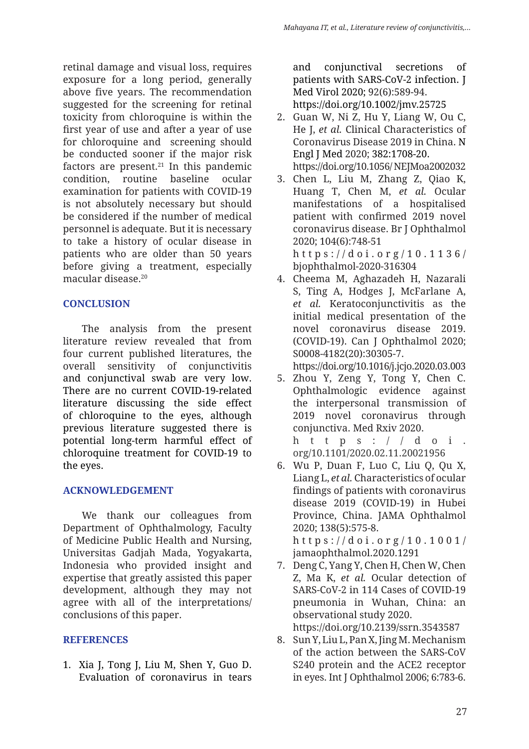retinal damage and visual loss, requires exposure for a long period, generally above five years. The recommendation suggested for the screening for retinal toxicity from chloroquine is within the first year of use and after a year of use for chloroquine and screening should be conducted sooner if the major risk factors are present.[21] In this pandemic condition, routine baseline ocular examination for patients with COVID-19 is not absolutely necessary but should be considered if the number of medical personnel is adequate. But it is necessary to take a history of ocular disease in patients who are older than 50 years before giving a treatment, especially macular disease.[20]

## CONCLUSION

The analysis from the present literature review revealed that from four current published literatures, the overall sensitivity of conjunctivitis and conjunctival swab are very low. There are no current COVID-19-related literature discussing the side effect of chloroquine to the eyes, although previous literature suggested there is potential long-term harmful effect of chloroquine treatment for COVID-19 to the eyes.

## ACKNOWLEDGEMENT

We thank our colleagues from Department of Ophthalmology, Faculty of Medicine Public Health and Nursing, Universitas Gadjah Mada, Yogyakarta, Indonesia who provided insight and expertise that greatly assisted this paper development, although they may not agree with all of the interpretations/ conclusions of this paper.

## REFERENCES

1. Xia J, Tong J, Liu M, Shen Y, Guo D. Evaluation of coronavirus in tears and conjunctival secretions of patients with SARS-CoV-2 infection. J Med Virol 2020; 92(6):589-94. https://doi.org/10.1002/jmv.25725
2. Guan W, Ni Z, Hu Y, Liang W, Ou C, He J, *et al.* Clinical Characteristics of Coronavirus Disease 2019 in China. N Engl J Med 2020; 382:1708-20. https://doi.org/10.1056/ NEJMoa2002032
3. Chen L, Liu M, Zhang Z, Qiao K, Huang T, Chen M, *et al.* Ocular manifestations of a hospitalised patient with confirmed 2019 novel coronavirus disease. Br J Ophthalmol 2020; 104(6):748-51 https://doi.org/10.1136/ bjophthalmol-2020-316304
4. Cheema M, Aghazadeh H, Nazarali S, Ting A, Hodges J, McFarlane A, *et al.* Keratoconjunctivitis as the initial medical presentation of the novel coronavirus disease 2019. (COVID-19). Can J Ophthalmol 2020; S0008-4182(20):30305-7. https://doi.org/10.1016/j.jcjo.2020.03.003
5. Zhou Y, Zeng Y, Tong Y, Chen C. Ophthalmologic evidence against the interpersonal transmission of 2019 novel coronavirus through conjunctiva. Med Rxiv 2020. https://doi. org/10.1101/2020.02.11.20021956
6. Wu P, Duan F, Luo C, Liu Q, Qu X, Liang L, *et al.* Characteristics of ocular findings of patients with coronavirus disease 2019 (COVID-19) in Hubei Province, China. JAMA Ophthalmol 2020; 138(5):575-8. https://doi.org/10.1001/ jamaophthalmol.2020.1291
7. Deng C, Yang Y, Chen H, Chen W, Chen Z, Ma K, *et al.* Ocular detection of SARS-CoV-2 in 114 Cases of COVID-19 pneumonia in Wuhan, China: an observational study 2020. https://doi.org/10.2139/ssrn.3543587
8. Sun Y, Liu L, Pan X, Jing M. Mechanism of the action between the SARS-CoV S240 protein and the ACE2 receptor in eyes. Int J Ophthalmol 2006; 6:783-6.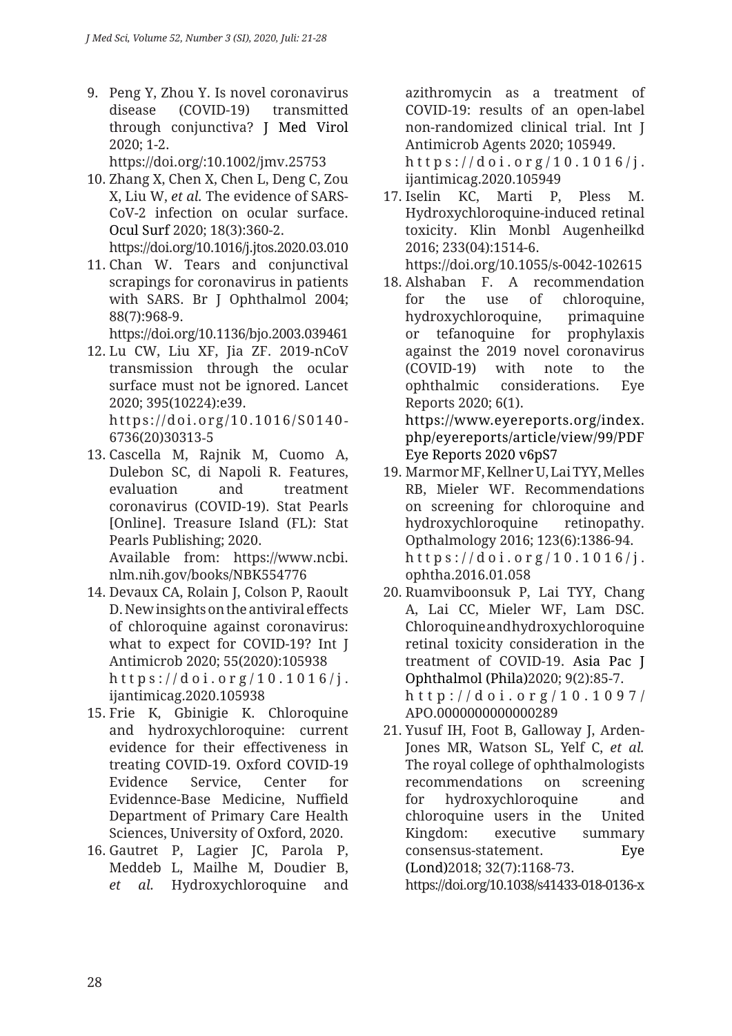9. Peng Y, Zhou Y. Is novel coronavirus disease (COVID-19) transmitted through conjunctiva? J Med Virol 2020; 1-2. https://doi.org/:10.1002/jmv.25753
10. Zhang X, Chen X, Chen L, Deng C, Zou X, Liu W, *et al.* The evidence of SARS-CoV-2 infection on ocular surface. Ocul Surf 2020; 18(3):360-2. https://doi.org/10.1016/j.jtos.2020.03.010
11. Chan W. Tears and conjunctival scrapings for coronavirus in patients with SARS. Br J Ophthalmol 2004; 88(7):968-9. https://doi.org/10.1136/bjo.2003.039461
12. Lu CW, Liu XF, Jia ZF. 2019-nCoV transmission through the ocular surface must not be ignored. Lancet 2020; 395(10224):e39. https://doi.org/10.1016/S0140-6736(20)30313-5
13. Cascella M, Rajnik M, Cuomo A, Dulebon SC, di Napoli R. Features, evaluation and treatment coronavirus (COVID-19). Stat Pearls [Online]. Treasure Island (FL): Stat Pearls Publishing; 2020. Available from: https://www.ncbi.nlm.nih.gov/books/NBK554776
14. Devaux CA, Rolain J, Colson P, Raoult D. New insights on the antiviral effects of chloroquine against coronavirus: what to expect for COVID-19? Int J Antimicrob 2020; 55(2020):105938 https://doi.org/10.1016/j.ijantimicag.2020.105938
15. Frie K, Gbinigie K. Chloroquine and hydroxychloroquine: current evidence for their effectiveness in treating COVID-19. Oxford COVID-19 Evidence Service, Center for Evidennce-Base Medicine, Nuffield Department of Primary Care Health Sciences, University of Oxford, 2020.
16. Gautret P, Lagier JC, Parola P, Meddeb L, Mailhe M, Doudier B, *et al.* Hydroxychloroquine and azithromycin as a treatment of COVID-19: results of an open-label non-randomized clinical trial. Int J Antimicrob Agents 2020; 105949. https://doi.org/10.1016/j.ijantimicag.2020.105949
17. Iselin KC, Marti P, Pless M. Hydroxychloroquine-induced retinal toxicity. Klin Monbl Augenheilkd 2016; 233(04):1514-6. https://doi.org/10.1055/s-0042-102615
18. Alshaban F. A recommendation for the use of chloroquine, hydroxychloroquine, primaquine or tefanoquine for prophylaxis against the 2019 novel coronavirus (COVID-19) with note to the ophthalmic considerations. Eye Reports 2020; 6(1). https://www.eyereports.org/index.php/eyereports/article/view/99/PDF Eye Reports 2020 v6pS7
19. Marmor MF, Kellner U, Lai TYY, Melles RB, Mieler WF. Recommendations on screening for chloroquine and hydroxychloroquine retinopathy. Opthalmology 2016; 123(6):1386-94. https://doi.org/10.1016/j.ophtha.2016.01.058
20. Ruamviboonsuk P, Lai TYY, Chang A, Lai CC, Mieler WF, Lam DSC. Chloroquine and hydroxychloroquine retinal toxicity consideration in the treatment of COVID-19. Asia Pac J Ophthalmol (Phila)2020; 9(2):85-7. http://doi.org/10.1097/APO.0000000000000289
21. Yusuf IH, Foot B, Galloway J, Arden-Jones MR, Watson SL, Yelf C, *et al.* The royal college of ophthalmologists recommendations on screening for hydroxychloroquine and chloroquine users in the United Kingdom: executive summary consensus-statement. Eye (Lond)2018; 32(7):1168-73. https://doi.org/10.1038/s41433-018-0136-x